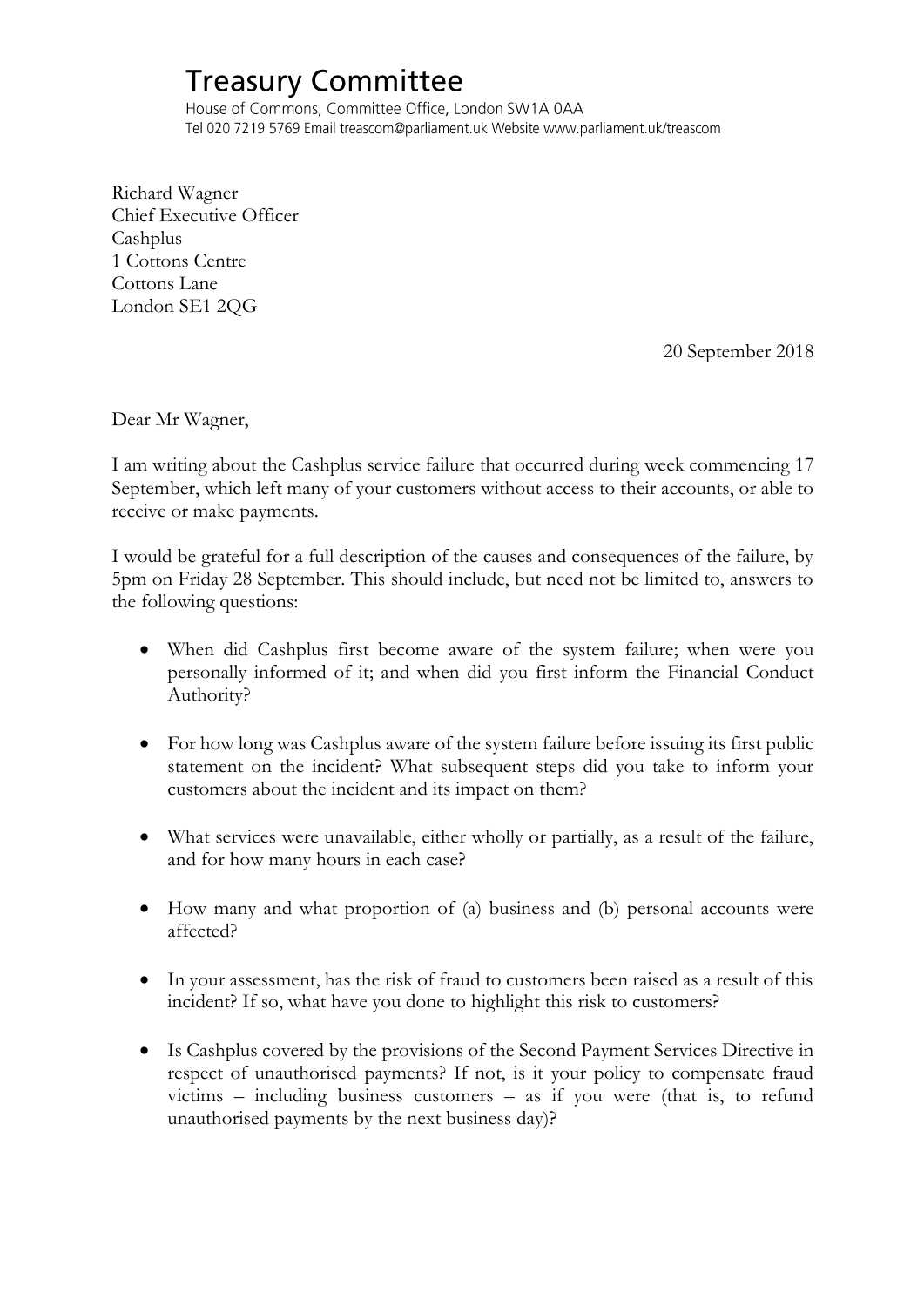# Treasury Committee

House of Commons, Committee Office, London SW1A 0AA
Tel 020 7219 5769 Email treascom@parliament.uk Website www.parliament.uk/treascom

Richard Wagner
Chief Executive Officer
Cashplus
1 Cottons Centre
Cottons Lane
London SE1 2QG

20 September 2018

Dear Mr Wagner,

I am writing about the Cashplus service failure that occurred during week commencing 17 September, which left many of your customers without access to their accounts, or able to receive or make payments.

I would be grateful for a full description of the causes and consequences of the failure, by 5pm on Friday 28 September. This should include, but need not be limited to, answers to the following questions:

- When did Cashplus first become aware of the system failure; when were you personally informed of it; and when did you first inform the Financial Conduct Authority?

- For how long was Cashplus aware of the system failure before issuing its first public statement on the incident? What subsequent steps did you take to inform your customers about the incident and its impact on them?

- What services were unavailable, either wholly or partially, as a result of the failure, and for how many hours in each case?

- How many and what proportion of (a) business and (b) personal accounts were affected?

- In your assessment, has the risk of fraud to customers been raised as a result of this incident? If so, what have you done to highlight this risk to customers?

- Is Cashplus covered by the provisions of the Second Payment Services Directive in respect of unauthorised payments? If not, is it your policy to compensate fraud victims – including business customers – as if you were (that is, to refund unauthorised payments by the next business day)?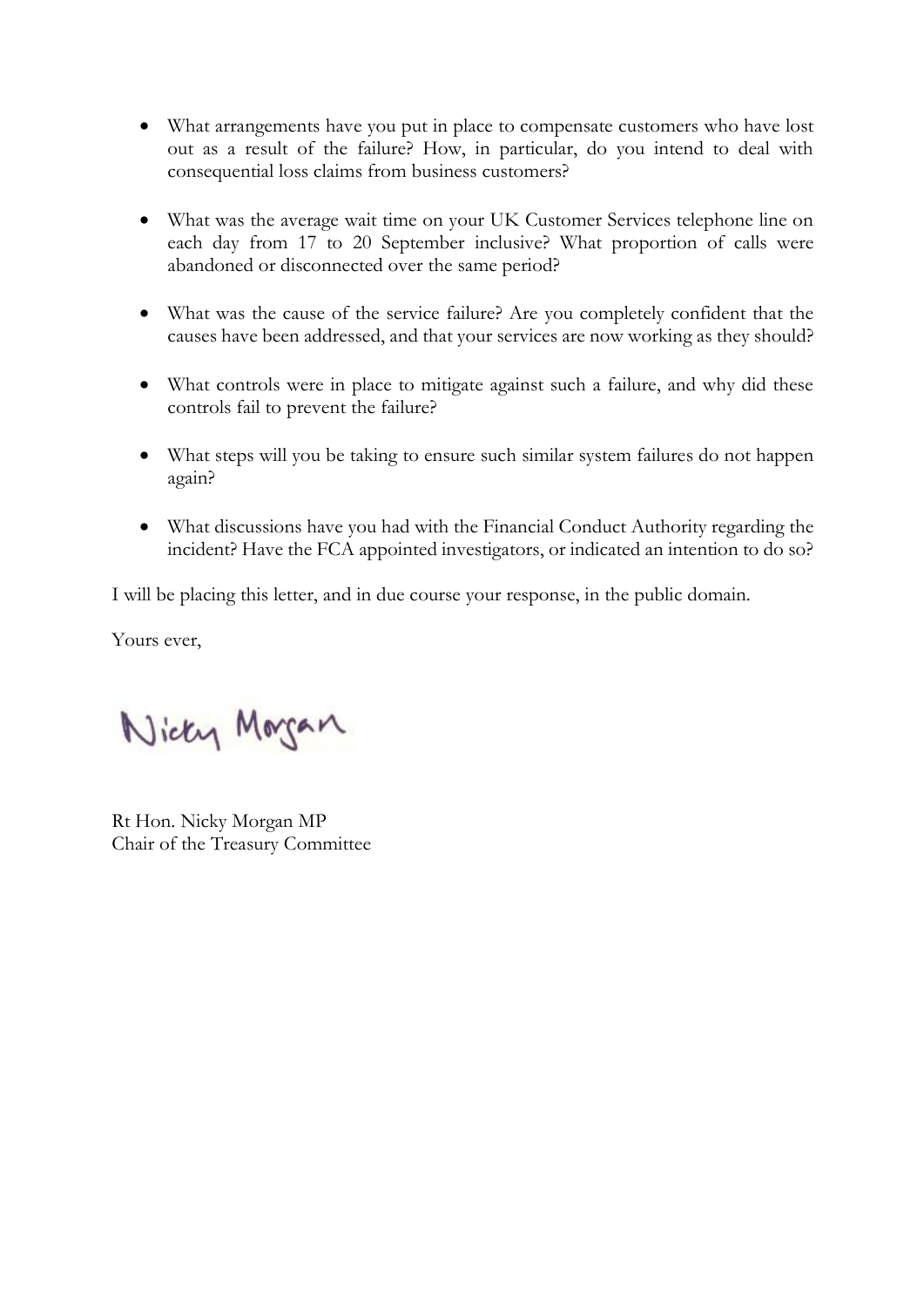- What arrangements have you put in place to compensate customers who have lost out as a result of the failure? How, in particular, do you intend to deal with consequential loss claims from business customers?

- What was the average wait time on your UK Customer Services telephone line on each day from 17 to 20 September inclusive? What proportion of calls were abandoned or disconnected over the same period?

- What was the cause of the service failure? Are you completely confident that the causes have been addressed, and that your services are now working as they should?

- What controls were in place to mitigate against such a failure, and why did these controls fail to prevent the failure?

- What steps will you be taking to ensure such similar system failures do not happen again?

- What discussions have you had with the Financial Conduct Authority regarding the incident? Have the FCA appointed investigators, or indicated an intention to do so?

I will be placing this letter, and in due course your response, in the public domain.

Yours ever,

Nicky Morgan

Rt Hon. Nicky Morgan MP
Chair of the Treasury Committee